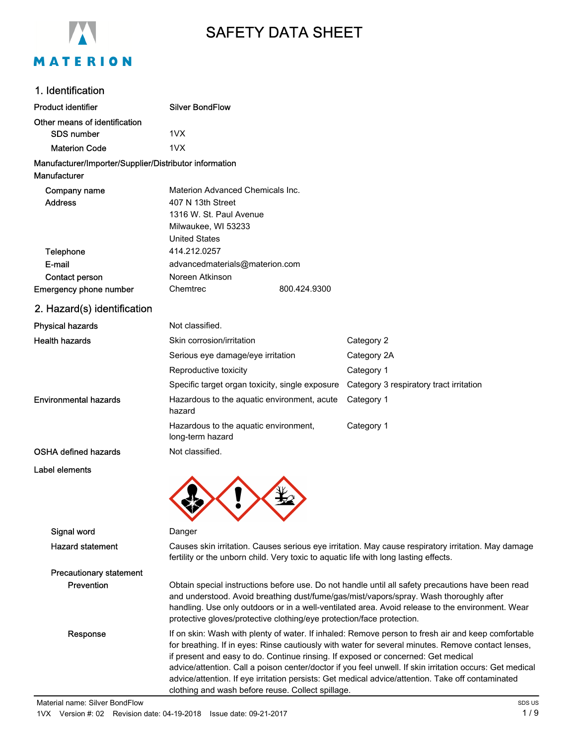# SAFETY DATA SHEET

## 1. Identification

| | |
|---|---|
| **Product identifier** | Silver BondFlow |
| **Other means of identification** | |
| SDS number | 1VX |
| Materion Code | 1VX |

**Manufacturer/Importer/Supplier/Distributor information**

**Manufacturer**

| | | |
|---|---|---|
| Company name | Materion Advanced Chemicals Inc. | |
| Address | 407 N 13th Street<br>1316 W. St. Paul Avenue<br>Milwaukee, WI 53233<br>United States | |
| Telephone | 414.212.0257 | |
| E-mail | advancedmaterials@materion.com | |
| Contact person | Noreen Atkinson | |
| **Emergency phone number** | Chemtrec | 800.424.9300 |

## 2. Hazard(s) identification

| | | |
|---|---|---|
| **Physical hazards** | Not classified. | |
| **Health hazards** | Skin corrosion/irritation | Category 2 |
| | Serious eye damage/eye irritation | Category 2A |
| | Reproductive toxicity | Category 1 |
| | Specific target organ toxicity, single exposure | Category 3 respiratory tract irritation |
| **Environmental hazards** | Hazardous to the aquatic environment, acute hazard | Category 1 |
| | Hazardous to the aquatic environment, long-term hazard | Category 1 |
| **OSHA defined hazards** | Not classified. | |

**Label elements**

**Signal word** Danger

**Hazard statement** Causes skin irritation. Causes serious eye irritation. May cause respiratory irritation. May damage fertility or the unborn child. Very toxic to aquatic life with long lasting effects.

**Precautionary statement**

**Prevention** Obtain special instructions before use. Do not handle until all safety precautions have been read and understood. Avoid breathing dust/fume/gas/mist/vapors/spray. Wash thoroughly after handling. Use only outdoors or in a well-ventilated area. Avoid release to the environment. Wear protective gloves/protective clothing/eye protection/face protection.

**Response** If on skin: Wash with plenty of water. If inhaled: Remove person to fresh air and keep comfortable for breathing. If in eyes: Rinse cautiously with water for several minutes. Remove contact lenses, if present and easy to do. Continue rinsing. If exposed or concerned: Get medical advice/attention. Call a poison center/doctor if you feel unwell. If skin irritation occurs: Get medical advice/attention. If eye irritation persists: Get medical advice/attention. Take off contaminated clothing and wash before reuse. Collect spillage.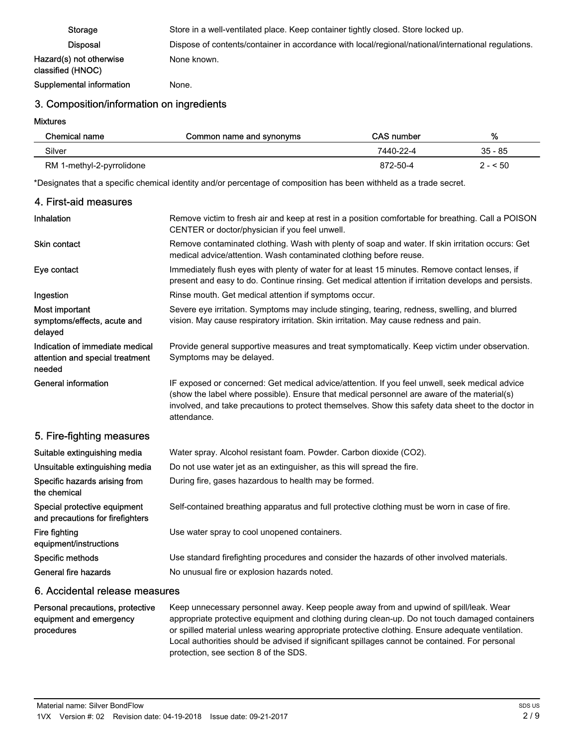| | |
|---|---|
| **Storage** | Store in a well-ventilated place. Keep container tightly closed. Store locked up. |
| **Disposal** | Dispose of contents/container in accordance with local/regional/national/international regulations. |
| **Hazard(s) not otherwise classified (HNOC)** | None known. |
| **Supplemental information** | None. |

## 3. Composition/information on ingredients

**Mixtures**

| Chemical name | Common name and synonyms | CAS number | % |
|---|---|---|---|
| Silver | | 7440-22-4 | 35 - 85 |
| RM 1-methyl-2-pyrrolidone | | 872-50-4 | 2 - < 50 |

*Designates that a specific chemical identity and/or percentage of composition has been withheld as a trade secret.

## 4. First-aid measures

| | |
|---|---|
| **Inhalation** | Remove victim to fresh air and keep at rest in a position comfortable for breathing. Call a POISON CENTER or doctor/physician if you feel unwell. |
| **Skin contact** | Remove contaminated clothing. Wash with plenty of soap and water. If skin irritation occurs: Get medical advice/attention. Wash contaminated clothing before reuse. |
| **Eye contact** | Immediately flush eyes with plenty of water for at least 15 minutes. Remove contact lenses, if present and easy to do. Continue rinsing. Get medical attention if irritation develops and persists. |
| **Ingestion** | Rinse mouth. Get medical attention if symptoms occur. |
| **Most important symptoms/effects, acute and delayed** | Severe eye irritation. Symptoms may include stinging, tearing, redness, swelling, and blurred vision. May cause respiratory irritation. Skin irritation. May cause redness and pain. |
| **Indication of immediate medical attention and special treatment needed** | Provide general supportive measures and treat symptomatically. Keep victim under observation. Symptoms may be delayed. |
| **General information** | IF exposed or concerned: Get medical advice/attention. If you feel unwell, seek medical advice (show the label where possible). Ensure that medical personnel are aware of the material(s) involved, and take precautions to protect themselves. Show this safety data sheet to the doctor in attendance. |

## 5. Fire-fighting measures

| | |
|---|---|
| **Suitable extinguishing media** | Water spray. Alcohol resistant foam. Powder. Carbon dioxide ($CO_2$). |
| **Unsuitable extinguishing media** | Do not use water jet as an extinguisher, as this will spread the fire. |
| **Specific hazards arising from the chemical** | During fire, gases hazardous to health may be formed. |
| **Special protective equipment and precautions for firefighters** | Self-contained breathing apparatus and full protective clothing must be worn in case of fire. |
| **Fire fighting equipment/instructions** | Use water spray to cool unopened containers. |
| **Specific methods** | Use standard firefighting procedures and consider the hazards of other involved materials. |
| **General fire hazards** | No unusual fire or explosion hazards noted. |

## 6. Accidental release measures

| | |
|---|---|
| **Personal precautions, protective equipment and emergency procedures** | Keep unnecessary personnel away. Keep people away from and upwind of spill/leak. Wear appropriate protective equipment and clothing during clean-up. Do not touch damaged containers or spilled material unless wearing appropriate protective clothing. Ensure adequate ventilation. Local authorities should be advised if significant spillages cannot be contained. For personal protection, see section 8 of the SDS. |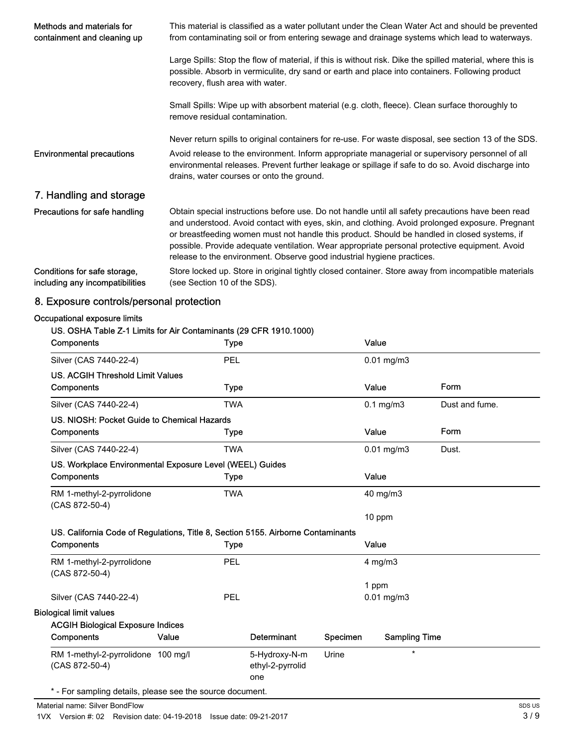**Methods and materials for containment and cleaning up**

This material is classified as a water pollutant under the Clean Water Act and should be prevented from contaminating soil or from entering sewage and drainage systems which lead to waterways.

Large Spills: Stop the flow of material, if this is without risk. Dike the spilled material, where this is possible. Absorb in vermiculite, dry sand or earth and place into containers. Following product recovery, flush area with water.

Small Spills: Wipe up with absorbent material (e.g. cloth, fleece). Clean surface thoroughly to remove residual contamination.

Never return spills to original containers for re-use. For waste disposal, see section 13 of the SDS.

**Environmental precautions**

Avoid release to the environment. Inform appropriate managerial or supervisory personnel of all environmental releases. Prevent further leakage or spillage if safe to do so. Avoid discharge into drains, water courses or onto the ground.

## 7. Handling and storage

**Precautions for safe handling**

Obtain special instructions before use. Do not handle until all safety precautions have been read and understood. Avoid contact with eyes, skin, and clothing. Avoid prolonged exposure. Pregnant or breastfeeding women must not handle this product. Should be handled in closed systems, if possible. Provide adequate ventilation. Wear appropriate personal protective equipment. Avoid release to the environment. Observe good industrial hygiene practices.

**Conditions for safe storage, including any incompatibilities**

Store locked up. Store in original tightly closed container. Store away from incompatible materials (see Section 10 of the SDS).

## 8. Exposure controls/personal protection

**Occupational exposure limits**

**US. OSHA Table Z-1 Limits for Air Contaminants (29 CFR 1910.1000)**

| Components | Type | Value |
|---|---|---|
| Silver (CAS 7440-22-4) | PEL | 0.01 mg/m3 |

**US. ACGIH Threshold Limit Values**

| Components | Type | Value | Form |
|---|---|---|---|
| Silver (CAS 7440-22-4) | TWA | 0.1 mg/m3 | Dust and fume. |

**US. NIOSH: Pocket Guide to Chemical Hazards**

| Components | Type | Value | Form |
|---|---|---|---|
| Silver (CAS 7440-22-4) | TWA | 0.01 mg/m3 | Dust. |

**US. Workplace Environmental Exposure Level (WEEL) Guides**

| Components | Type | Value |
|---|---|---|
| RM 1-methyl-2-pyrrolidone (CAS 872-50-4) | TWA | 40 mg/m3 |
| | | 10 ppm |

**US. California Code of Regulations, Title 8, Section 5155. Airborne Contaminants**

| Components | Type | Value |
|---|---|---|
| RM 1-methyl-2-pyrrolidone (CAS 872-50-4) | PEL | 4 mg/m3 |
| | | 1 ppm |
| Silver (CAS 7440-22-4) | PEL | 0.01 mg/m3 |

**Biological limit values**

**ACGIH Biological Exposure Indices**

| Components | Value | Determinant | Specimen | Sampling Time |
|---|---|---|---|---|
| RM 1-methyl-2-pyrrolidone (CAS 872-50-4) | 100 mg/l | 5-Hydroxy-N-methyl-2-pyrrolidone | Urine | * |

\* - For sampling details, please see the source document.

Material name: Silver BondFlow

1VX Version #: 02 Revision date: 04-19-2018 Issue date: 09-21-2017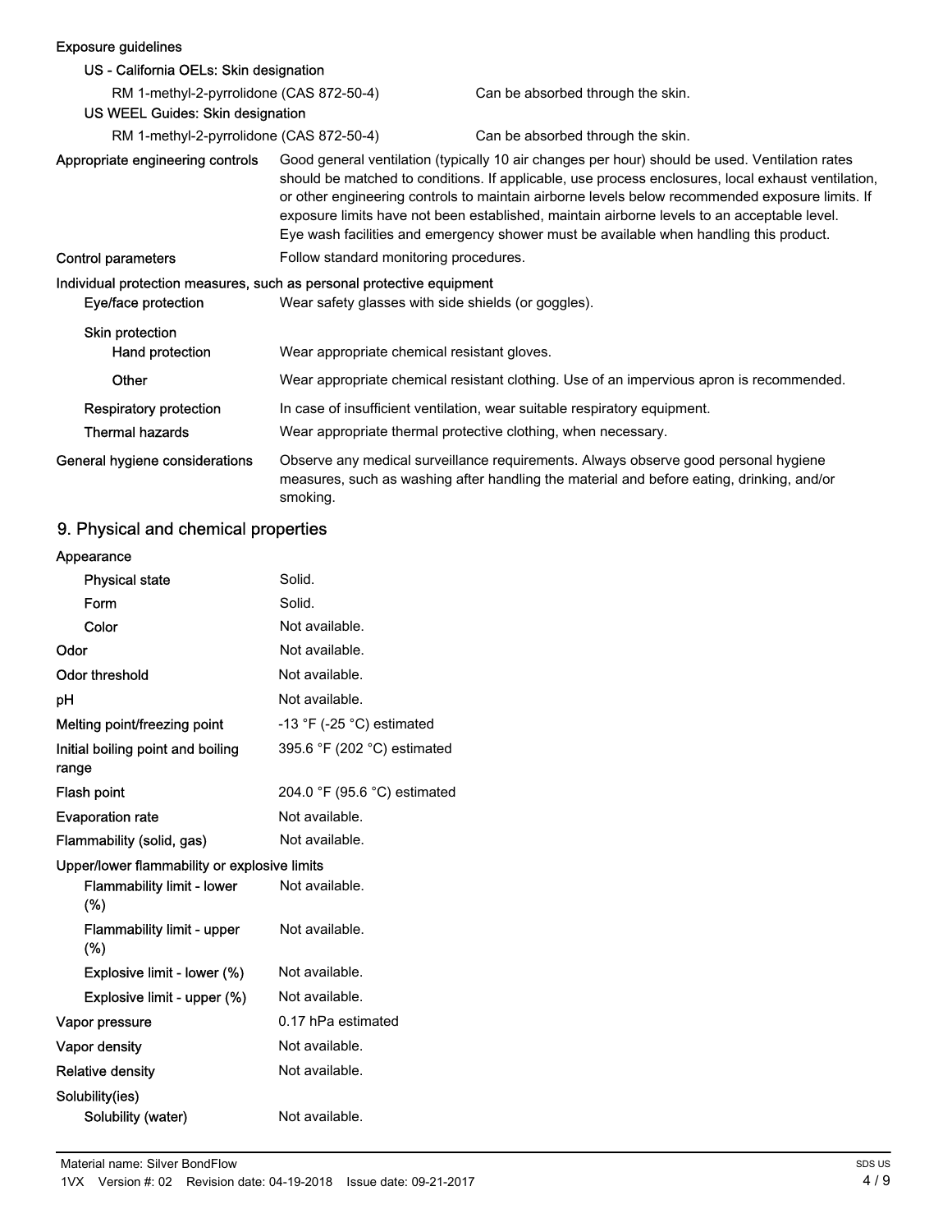**Exposure guidelines**

**US - California OELs: Skin designation**

| | |
|---|---|
| RM 1-methyl-2-pyrrolidone (CAS 872-50-4) | Can be absorbed through the skin. |

**US WEEL Guides: Skin designation**

| | |
|---|---|
| RM 1-methyl-2-pyrrolidone (CAS 872-50-4) | Can be absorbed through the skin. |

**Appropriate engineering controls** — Good general ventilation (typically 10 air changes per hour) should be used. Ventilation rates should be matched to conditions. If applicable, use process enclosures, local exhaust ventilation, or other engineering controls to maintain airborne levels below recommended exposure limits. If exposure limits have not been established, maintain airborne levels to an acceptable level. Eye wash facilities and emergency shower must be available when handling this product.

**Control parameters** — Follow standard monitoring procedures.

**Individual protection measures, such as personal protective equipment**

**Eye/face protection** — Wear safety glasses with side shields (or goggles).

**Skin protection**

**Hand protection** — Wear appropriate chemical resistant gloves.

**Other** — Wear appropriate chemical resistant clothing. Use of an impervious apron is recommended.

**Respiratory protection** — In case of insufficient ventilation, wear suitable respiratory equipment.

**Thermal hazards** — Wear appropriate thermal protective clothing, when necessary.

**General hygiene considerations** — Observe any medical surveillance requirements. Always observe good personal hygiene measures, such as washing after handling the material and before eating, drinking, and/or smoking.

## 9. Physical and chemical properties

**Appearance**

| | |
|---|---|
| Physical state | Solid. |
| Form | Solid. |
| Color | Not available. |
| Odor | Not available. |
| Odor threshold | Not available. |
| pH | Not available. |
| Melting point/freezing point | -13 °F (-25 °C) estimated |
| Initial boiling point and boiling range | 395.6 °F (202 °C) estimated |
| Flash point | 204.0 °F (95.6 °C) estimated |
| Evaporation rate | Not available. |
| Flammability (solid, gas) | Not available. |

**Upper/lower flammability or explosive limits**

| | |
|---|---|
| Flammability limit - lower (%) | Not available. |
| Flammability limit - upper (%) | Not available. |
| Explosive limit - lower (%) | Not available. |
| Explosive limit - upper (%) | Not available. |
| Vapor pressure | 0.17 hPa estimated |
| Vapor density | Not available. |
| Relative density | Not available. |

**Solubility(ies)**

| | |
|---|---|
| Solubility (water) | Not available. |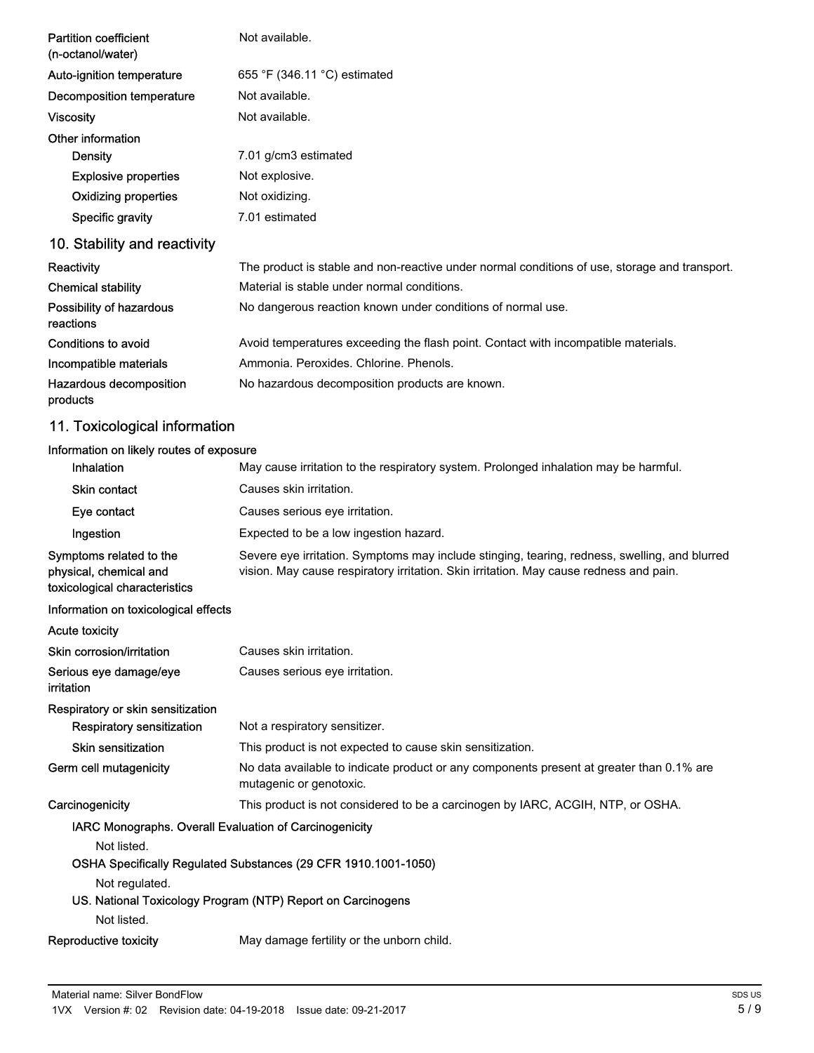| | |
|---|---|
| Partition coefficient (n-octanol/water) | Not available. |
| Auto-ignition temperature | 655 °F (346.11 °C) estimated |
| Decomposition temperature | Not available. |
| Viscosity | Not available. |
| **Other information** | |
| Density | 7.01 g/cm3 estimated |
| Explosive properties | Not explosive. |
| Oxidizing properties | Not oxidizing. |
| Specific gravity | 7.01 estimated |

## 10. Stability and reactivity

| | |
|---|---|
| Reactivity | The product is stable and non-reactive under normal conditions of use, storage and transport. |
| Chemical stability | Material is stable under normal conditions. |
| Possibility of hazardous reactions | No dangerous reaction known under conditions of normal use. |
| Conditions to avoid | Avoid temperatures exceeding the flash point. Contact with incompatible materials. |
| Incompatible materials | Ammonia. Peroxides. Chlorine. Phenols. |
| Hazardous decomposition products | No hazardous decomposition products are known. |

## 11. Toxicological information

**Information on likely routes of exposure**

| | |
|---|---|
| Inhalation | May cause irritation to the respiratory system. Prolonged inhalation may be harmful. |
| Skin contact | Causes skin irritation. |
| Eye contact | Causes serious eye irritation. |
| Ingestion | Expected to be a low ingestion hazard. |
| Symptoms related to the physical, chemical and toxicological characteristics | Severe eye irritation. Symptoms may include stinging, tearing, redness, swelling, and blurred vision. May cause respiratory irritation. Skin irritation. May cause redness and pain. |

**Information on toxicological effects**

| | |
|---|---|
| Acute toxicity | |
| Skin corrosion/irritation | Causes skin irritation. |
| Serious eye damage/eye irritation | Causes serious eye irritation. |
| **Respiratory or skin sensitization** | |
| Respiratory sensitization | Not a respiratory sensitizer. |
| Skin sensitization | This product is not expected to cause skin sensitization. |
| Germ cell mutagenicity | No data available to indicate product or any components present at greater than 0.1% are mutagenic or genotoxic. |
| Carcinogenicity | This product is not considered to be a carcinogen by IARC, ACGIH, NTP, or OSHA. |

**IARC Monographs. Overall Evaluation of Carcinogenicity**

Not listed.

**OSHA Specifically Regulated Substances (29 CFR 1910.1001-1050)**

Not regulated.

**US. National Toxicology Program (NTP) Report on Carcinogens**

Not listed.

| | |
|---|---|
| Reproductive toxicity | May damage fertility or the unborn child. |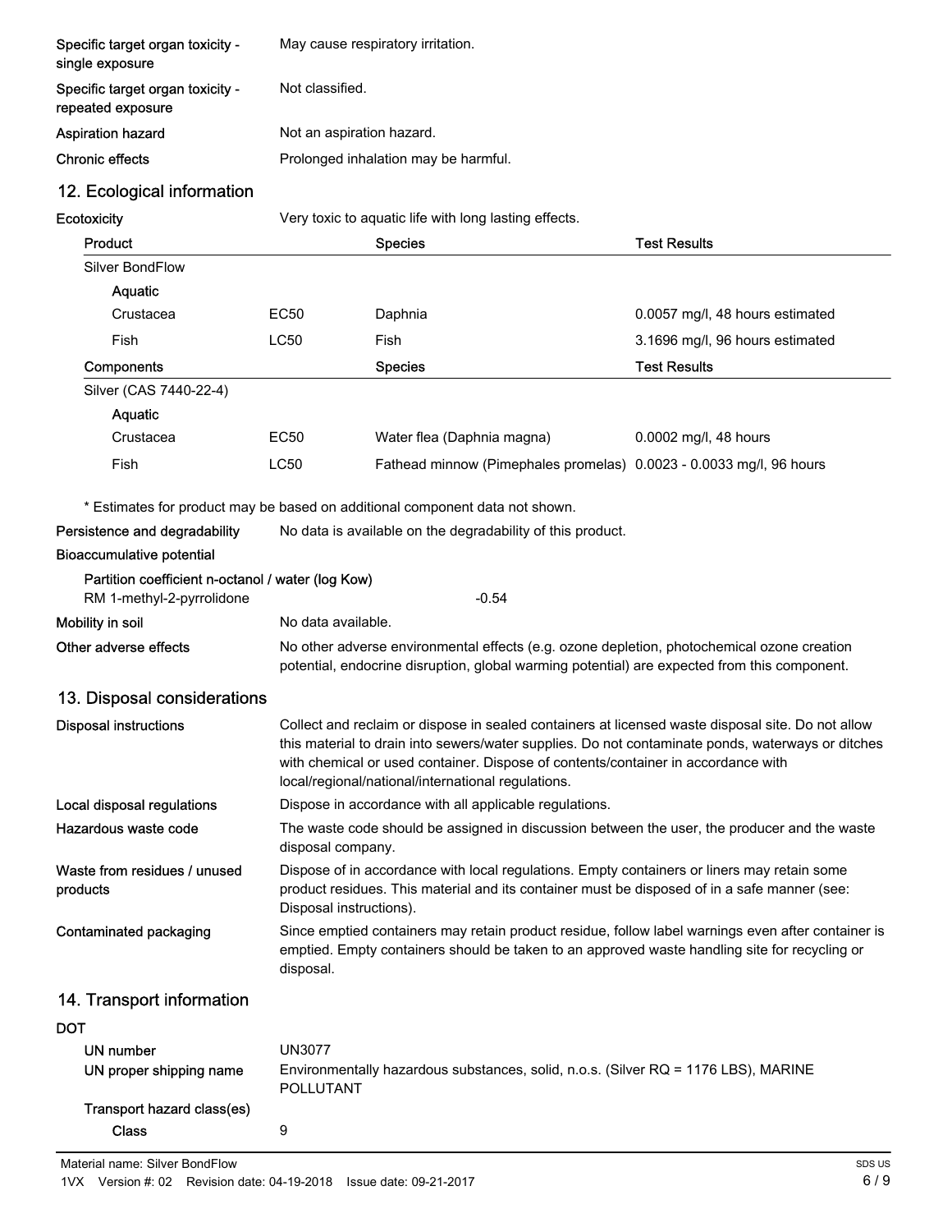| | |
|---|---|
| **Specific target organ toxicity - single exposure** | May cause respiratory irritation. |
| **Specific target organ toxicity - repeated exposure** | Not classified. |
| **Aspiration hazard** | Not an aspiration hazard. |
| **Chronic effects** | Prolonged inhalation may be harmful. |

## 12. Ecological information

**Ecotoxicity** Very toxic to aquatic life with long lasting effects.

| Product | | Species | Test Results |
|---|---|---|---|
| Silver BondFlow | | | |
| **Aquatic** | | | |
| Crustacea | EC50 | Daphnia | 0.0057 mg/l, 48 hours estimated |
| Fish | LC50 | Fish | 3.1696 mg/l, 96 hours estimated |

| Components | | Species | Test Results |
|---|---|---|---|
| Silver (CAS 7440-22-4) | | | |
| **Aquatic** | | | |
| Crustacea | EC50 | Water flea (Daphnia magna) | 0.0002 mg/l, 48 hours |
| Fish | LC50 | Fathead minnow (Pimephales promelas) | 0.0023 - 0.0033 mg/l, 96 hours |

\* Estimates for product may be based on additional component data not shown.

**Persistence and degradability** No data is available on the degradability of this product.

**Bioaccumulative potential**

**Partition coefficient n-octanol / water (log Kow)**

RM 1-methyl-2-pyrrolidone -0.54

**Mobility in soil** No data available.

**Other adverse effects** No other adverse environmental effects (e.g. ozone depletion, photochemical ozone creation potential, endocrine disruption, global warming potential) are expected from this component.

## 13. Disposal considerations

**Disposal instructions** Collect and reclaim or dispose in sealed containers at licensed waste disposal site. Do not allow this material to drain into sewers/water supplies. Do not contaminate ponds, waterways or ditches with chemical or used container. Dispose of contents/container in accordance with local/regional/national/international regulations.

**Local disposal regulations** Dispose in accordance with all applicable regulations.

**Hazardous waste code** The waste code should be assigned in discussion between the user, the producer and the waste disposal company.

**Waste from residues / unused products** Dispose of in accordance with local regulations. Empty containers or liners may retain some product residues. This material and its container must be disposed of in a safe manner (see: Disposal instructions).

**Contaminated packaging** Since emptied containers may retain product residue, follow label warnings even after container is emptied. Empty containers should be taken to an approved waste handling site for recycling or disposal.

## 14. Transport information

**DOT**

**UN number** UN3077

**UN proper shipping name** Environmentally hazardous substances, solid, n.o.s. (Silver RQ = 1176 LBS), MARINE POLLUTANT

**Transport hazard class(es)**

**Class** 9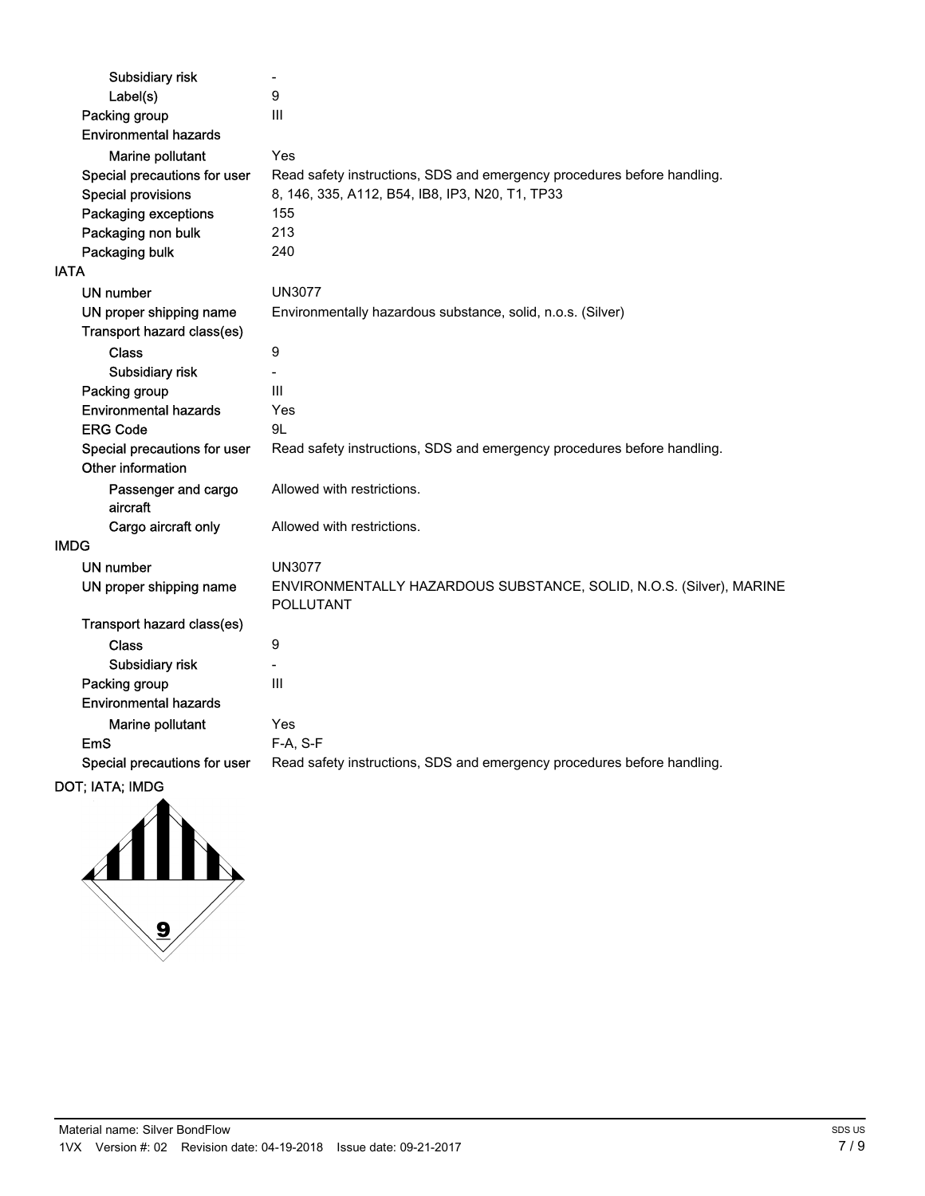| | |
|---|---|
| Subsidiary risk | - |
| Label(s) | 9 |
| Packing group | III |
| Environmental hazards | |
| Marine pollutant | Yes |
| Special precautions for user | Read safety instructions, SDS and emergency procedures before handling. |
| Special provisions | 8, 146, 335, A112, B54, IB8, IP3, N20, T1, TP33 |
| Packaging exceptions | 155 |
| Packaging non bulk | 213 |
| Packaging bulk | 240 |

**IATA**

| | |
|---|---|
| UN number | UN3077 |
| UN proper shipping name | Environmentally hazardous substance, solid, n.o.s. (Silver) |
| Transport hazard class(es) | |
| Class | 9 |
| Subsidiary risk | - |
| Packing group | III |
| Environmental hazards | Yes |
| ERG Code | 9L |
| Special precautions for user | Read safety instructions, SDS and emergency procedures before handling. |
| Other information | |
| Passenger and cargo aircraft | Allowed with restrictions. |
| Cargo aircraft only | Allowed with restrictions. |

**IMDG**

| | |
|---|---|
| UN number | UN3077 |
| UN proper shipping name | ENVIRONMENTALLY HAZARDOUS SUBSTANCE, SOLID, N.O.S. (Silver), MARINE POLLUTANT |
| Transport hazard class(es) | |
| Class | 9 |
| Subsidiary risk | - |
| Packing group | III |
| Environmental hazards | |
| Marine pollutant | Yes |
| EmS | F-A, S-F |
| Special precautions for user | Read safety instructions, SDS and emergency procedures before handling. |

DOT; IATA; IMDG

9

Material name: Silver BondFlow

1VX Version #: 02 Revision date: 04-19-2018 Issue date: 09-21-2017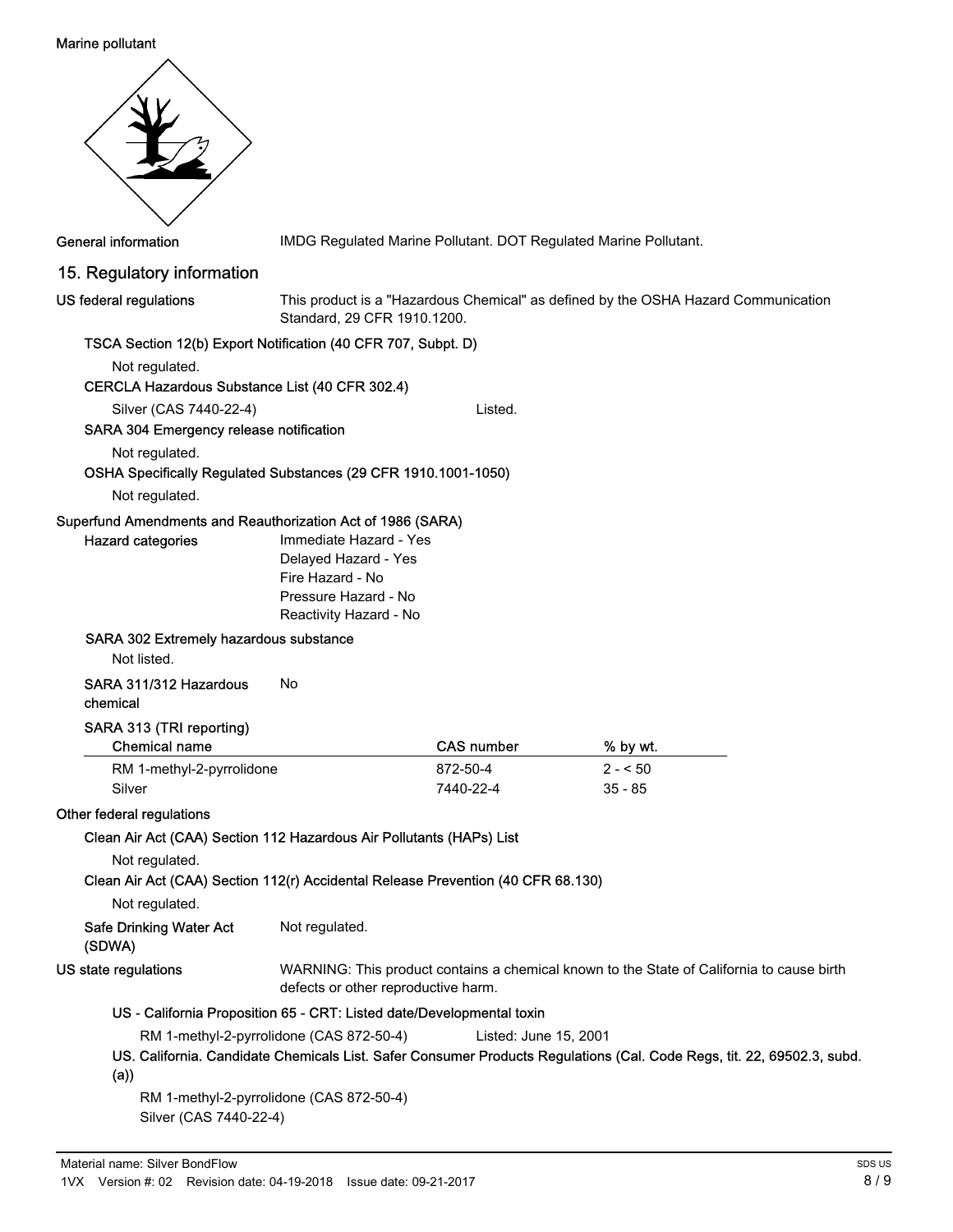Marine pollutant

General information: IMDG Regulated Marine Pollutant. DOT Regulated Marine Pollutant.

## 15. Regulatory information

**US federal regulations**

This product is a "Hazardous Chemical" as defined by the OSHA Hazard Communication Standard, 29 CFR 1910.1200.

**TSCA Section 12(b) Export Notification (40 CFR 707, Subpt. D)**

Not regulated.

**CERCLA Hazardous Substance List (40 CFR 302.4)**

Silver (CAS 7440-22-4) Listed.

**SARA 304 Emergency release notification**

Not regulated.

**OSHA Specifically Regulated Substances (29 CFR 1910.1001-1050)**

Not regulated.

**Superfund Amendments and Reauthorization Act of 1986 (SARA)**

**Hazard categories**

Immediate Hazard - Yes
Delayed Hazard - Yes
Fire Hazard - No
Pressure Hazard - No
Reactivity Hazard - No

**SARA 302 Extremely hazardous substance**

Not listed.

**SARA 311/312 Hazardous chemical** No

**SARA 313 (TRI reporting)**

| Chemical name | CAS number | % by wt. |
| --- | --- | --- |
| RM 1-methyl-2-pyrrolidone | 872-50-4 | 2 - < 50 |
| Silver | 7440-22-4 | 35 - 85 |

**Other federal regulations**

**Clean Air Act (CAA) Section 112 Hazardous Air Pollutants (HAPs) List**

Not regulated.

**Clean Air Act (CAA) Section 112(r) Accidental Release Prevention (40 CFR 68.130)**

Not regulated.

**Safe Drinking Water Act (SDWA)** Not regulated.

**US state regulations**

WARNING: This product contains a chemical known to the State of California to cause birth defects or other reproductive harm.

**US - California Proposition 65 - CRT: Listed date/Developmental toxin**

RM 1-methyl-2-pyrrolidone (CAS 872-50-4) Listed: June 15, 2001

**US. California. Candidate Chemicals List. Safer Consumer Products Regulations (Cal. Code Regs, tit. 22, 69502.3, subd. (a))**

RM 1-methyl-2-pyrrolidone (CAS 872-50-4)
Silver (CAS 7440-22-4)

Material name: Silver BondFlow
1VX Version #: 02 Revision date: 04-19-2018 Issue date: 09-21-2017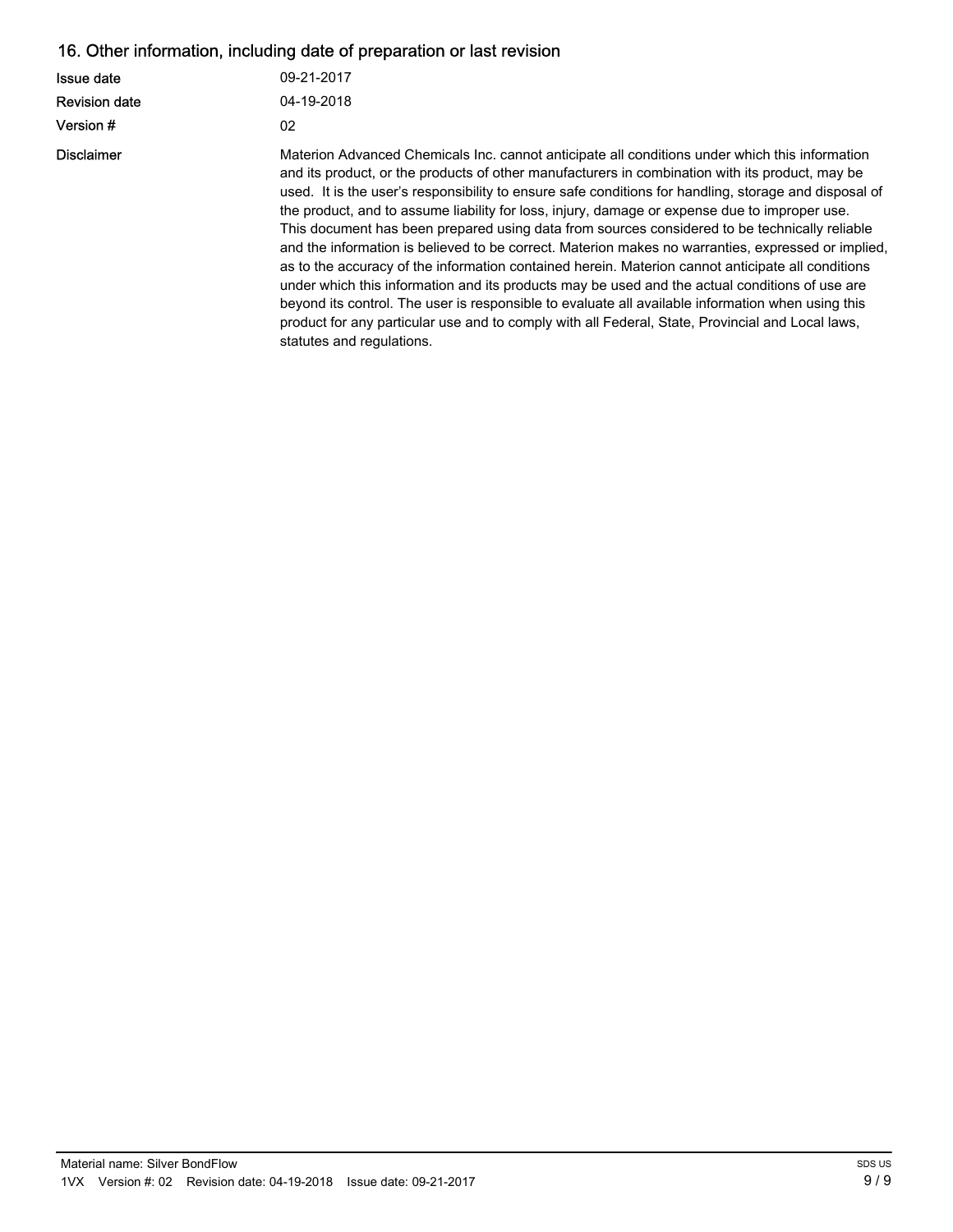## 16. Other information, including date of preparation or last revision

| | |
|---|---|
| **Issue date** | 09-21-2017 |
| **Revision date** | 04-19-2018 |
| **Version #** | 02 |
| **Disclaimer** | Materion Advanced Chemicals Inc. cannot anticipate all conditions under which this information and its product, or the products of other manufacturers in combination with its product, may be used. It is the user's responsibility to ensure safe conditions for handling, storage and disposal of the product, and to assume liability for loss, injury, damage or expense due to improper use. This document has been prepared using data from sources considered to be technically reliable and the information is believed to be correct. Materion makes no warranties, expressed or implied, as to the accuracy of the information contained herein. Materion cannot anticipate all conditions under which this information and its products may be used and the actual conditions of use are beyond its control. The user is responsible to evaluate all available information when using this product for any particular use and to comply with all Federal, State, Provincial and Local laws, statutes and regulations. |